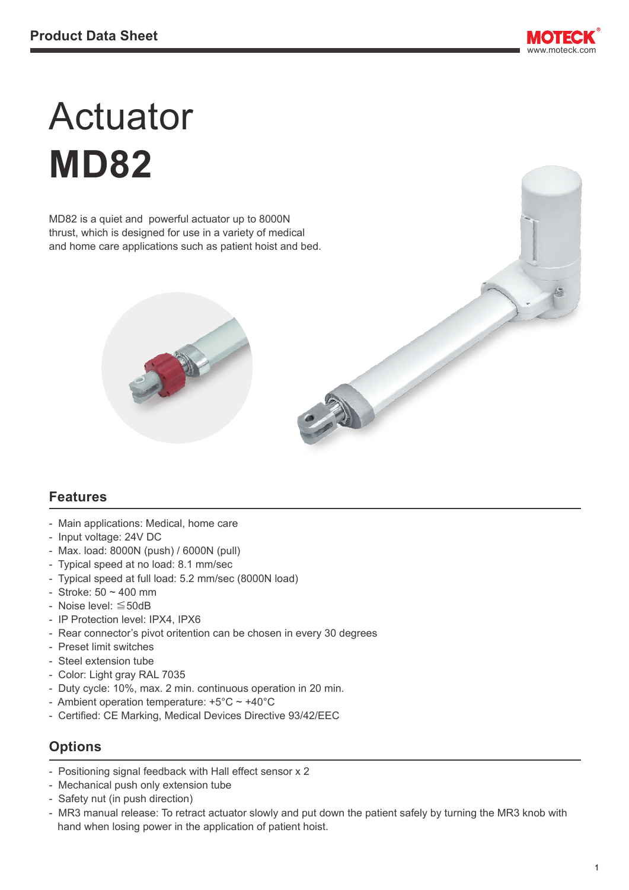# Actuator

# MD82

MD82 is a quiet and  powerful actuator up to 8000N thrust, which is designed for use in a variety of medical and home care applications such as patient hoist and bed.

## Features

- Main applications: Medical, home care
- Input voltage: 24V DC
- Max. load: 8000N (push) / 6000N (pull)
- Typical speed at no load: 8.1 mm/sec
- Typical speed at full load: 5.2 mm/sec (8000N load)
- Stroke: 50 ~ 400 mm
- Noise level: ≦50dB
- IP Protection level: IPX4, IPX6
- Rear connector's pivot oritention can be chosen in every 30 degrees
- Preset limit switches
- Steel extension tube
- Color: Light gray RAL 7035
- Duty cycle: 10%, max. 2 min. continuous operation in 20 min.
- Ambient operation temperature: +5°C ~ +40°C
- Certified: CE Marking, Medical Devices Directive 93/42/EEC

## Options

- Positioning signal feedback with Hall effect sensor x 2
- Mechanical push only extension tube
- Safety nut (in push direction)
- MR3 manual release: To retract actuator slowly and put down the patient safely by turning the MR3 knob with hand when losing power in the application of patient hoist.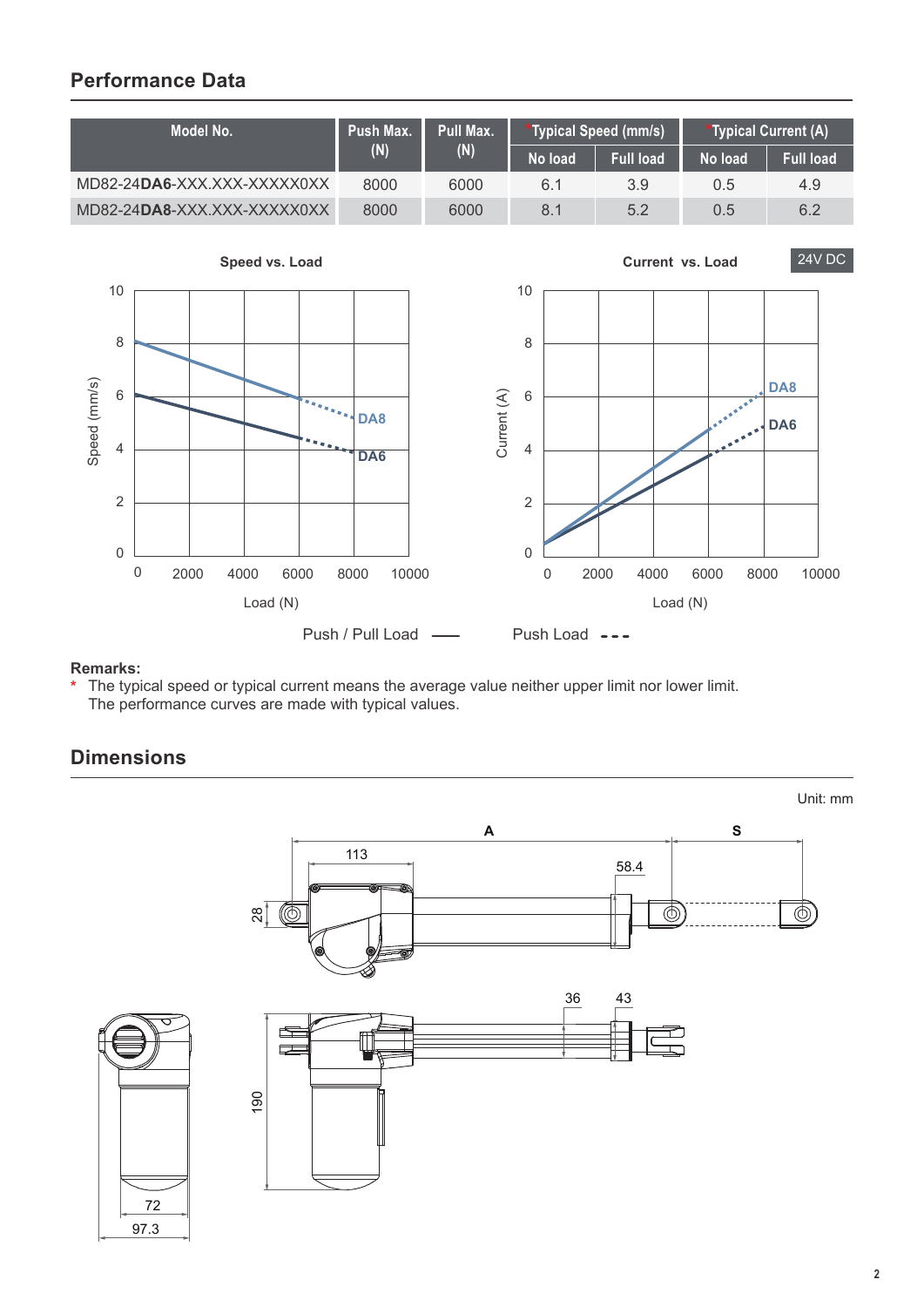## Performance Data

| Model No. | Push Max. (N) | Pull Max. (N) | *Typical Speed (mm/s) | | *Typical Current (A) | |
|---|---|---|---|---|---|---|
| | | | No load | Full load | No load | Full load |
| MD82-24**DA6**-XXX.XXX-XXXXX0XX | 8000 | 6000 | 6.1 | 3.9 | 0.5 | 4.9 |
| MD82-24**DA8**-XXX.XXX-XXXXX0XX | 8000 | 6000 | 8.1 | 5.2 | 0.5 | 6.2 |

Speed vs. Load

Speed (mm/s)

10
8
6
4
2
0

0 2000 4000 6000 8000 10000

Load (N)

DA8
DA6

Current vs. Load

24V DC

Current (A)

10
8
6
4
2
0

0 2000 4000 6000 8000 10000

Load (N)

DA8
DA6

Push / Pull Load ——   Push Load - - -

**Remarks:**

\* The typical speed or typical current means the average value neither upper limit nor lower limit.
The performance curves are made with typical values.

## Dimensions

Unit: mm

A
S
113
58.4
28
36
43
190
72
97.3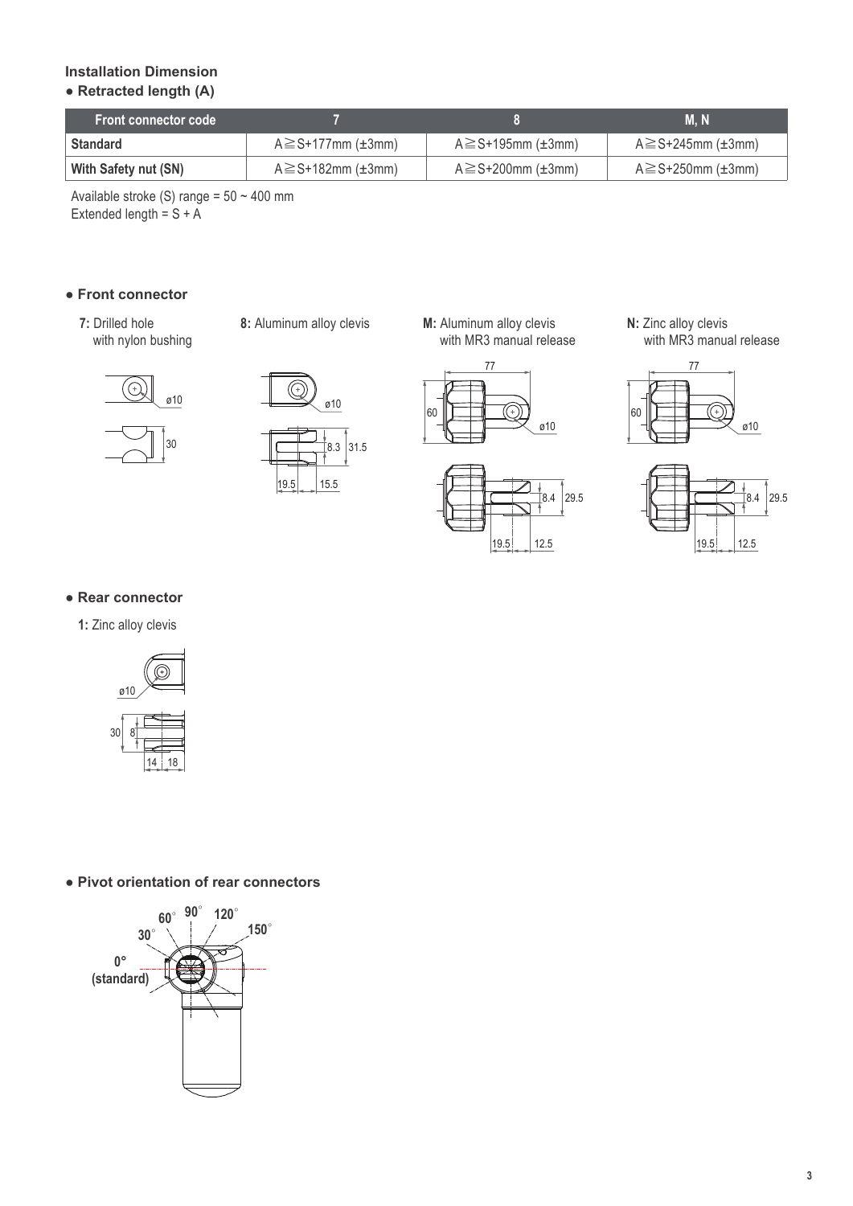### Installation Dimension

**● Retracted length (A)**

| Front connector code | 7 | 8 | M, N |
|---|---|---|---|
| Standard | A≧S+177mm (±3mm) | A≧S+195mm (±3mm) | A≧S+245mm (±3mm) |
| With Safety nut (SN) | A≧S+182mm (±3mm) | A≧S+200mm (±3mm) | A≧S+250mm (±3mm) |

Available stroke (S) range = 50 ~ 400 mm
Extended length = S + A

**● Front connector**

**7:** Drilled hole with nylon bushing

**8:** Aluminum alloy clevis

**M:** Aluminum alloy clevis with MR3 manual release

**N:** Zinc alloy clevis with MR3 manual release

**● Rear connector**

**1:** Zinc alloy clevis

**● Pivot orientation of rear connectors**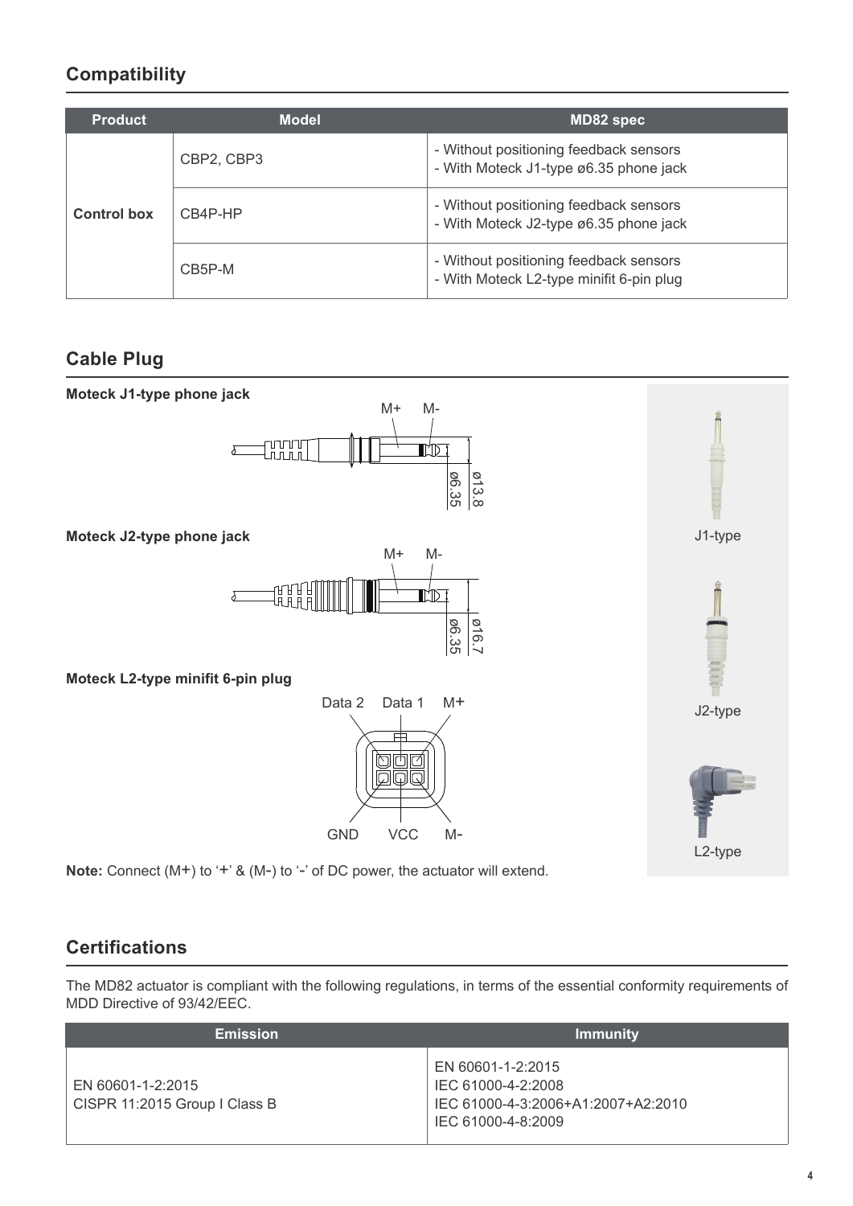## Compatibility

| Product | Model | MD82 spec |
| --- | --- | --- |
| Control box | CBP2, CBP3 | - Without positioning feedback sensors<br>- With Moteck J1-type ø6.35 phone jack |
| | CB4P-HP | - Without positioning feedback sensors<br>- With Moteck J2-type ø6.35 phone jack |
| | CB5P-M | - Without positioning feedback sensors<br>- With Moteck L2-type minifit 6-pin plug |

## Cable Plug

**Moteck J1-type phone jack**

M+ M-

ø6.35 ø13.8

**Moteck J2-type phone jack**

M+ M-

ø6.35 ø16.7

**Moteck L2-type minifit 6-pin plug**

Data 2 Data 1 M+

GND VCC M-

J1-type

J2-type

L2-type

**Note:** Connect (M+) to '+' & (M-) to '-' of DC power, the actuator will extend.

## Certifications

The MD82 actuator is compliant with the following regulations, in terms of the essential conformity requirements of MDD Directive of 93/42/EEC.

| Emission | Immunity |
| --- | --- |
| EN 60601-1-2:2015<br>CISPR 11:2015 Group I Class B | EN 60601-1-2:2015<br>IEC 61000-4-2:2008<br>IEC 61000-4-3:2006+A1:2007+A2:2010<br>IEC 61000-4-8:2009 |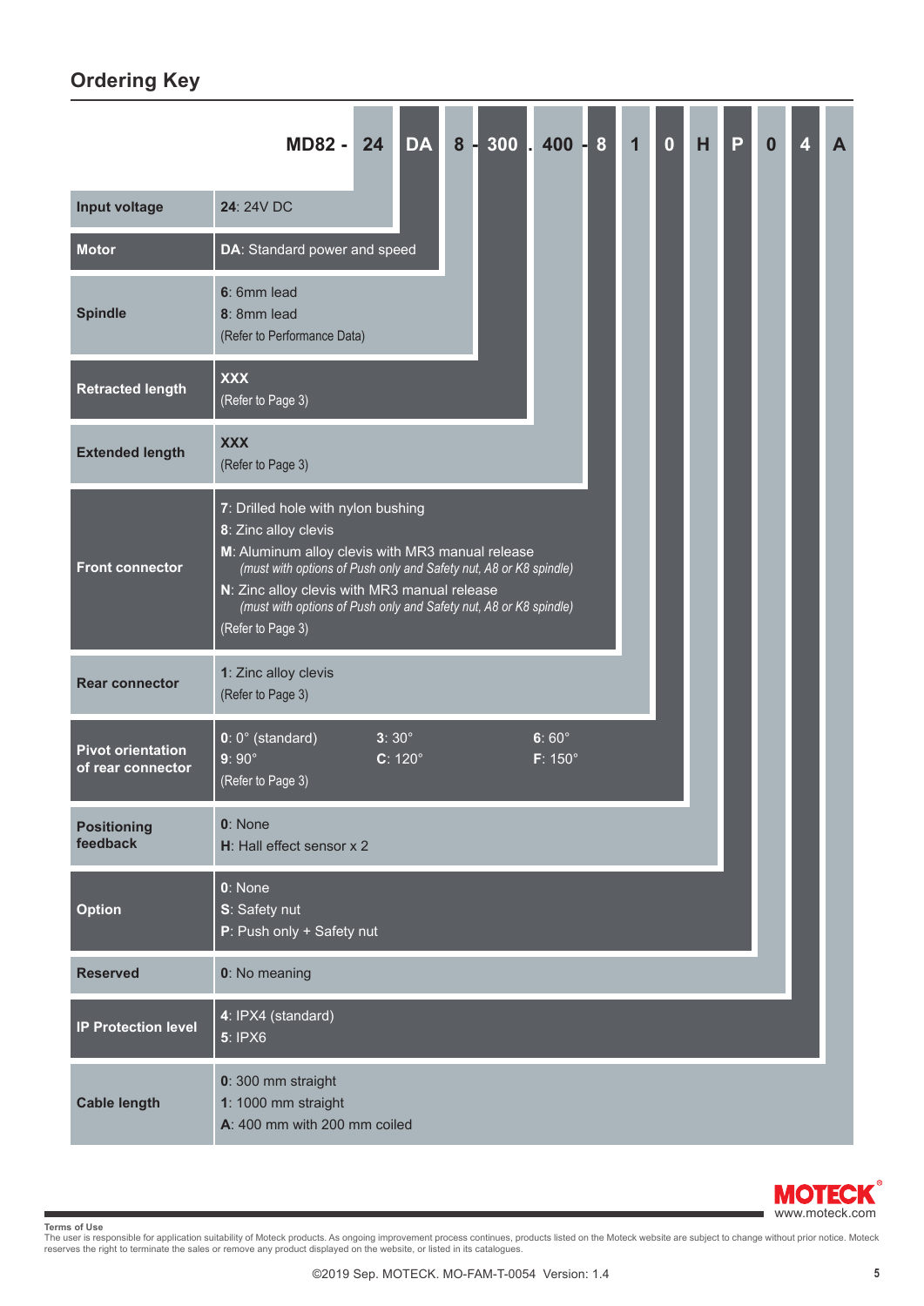## Ordering Key

**MD82 - 24 DA 8 - 300 . 400 - 8 1 0 H P 0 4 A**

| | |
|---|---|
| **Input voltage** | **24**: 24V DC |
| **Motor** | **DA**: Standard power and speed |
| **Spindle** | **6**: 6mm lead<br>**8**: 8mm lead<br>(Refer to Performance Data) |
| **Retracted length** | **XXX**<br>(Refer to Page 3) |
| **Extended length** | **XXX**<br>(Refer to Page 3) |
| **Front connector** | **7**: Drilled hole with nylon bushing<br>**8**: Zinc alloy clevis<br>**M**: Aluminum alloy clevis with MR3 manual release<br>*(must with options of Push only and Safety nut, A8 or K8 spindle)*<br>**N**: Zinc alloy clevis with MR3 manual release<br>*(must with options of Push only and Safety nut, A8 or K8 spindle)*<br>(Refer to Page 3) |
| **Rear connector** | **1**: Zinc alloy clevis<br>(Refer to Page 3) |
| **Pivot orientation of rear connector** | **0**: 0° (standard) **3**: 30° **6**: 60°<br>**9**: 90° **C**: 120° **F**: 150°<br>(Refer to Page 3) |
| **Positioning feedback** | **0**: None<br>**H**: Hall effect sensor x 2 |
| **Option** | **0**: None<br>**S**: Safety nut<br>**P**: Push only + Safety nut |
| **Reserved** | **0**: No meaning |
| **IP Protection level** | **4**: IPX4 (standard)<br>**5**: IPX6 |
| **Cable length** | **0**: 300 mm straight<br>**1**: 1000 mm straight<br>**A**: 400 mm with 200 mm coiled |

MOTECK®
www.moteck.com

**Terms of Use**
The user is responsible for application suitability of Moteck products. As ongoing improvement process continues, products listed on the Moteck website are subject to change without prior notice. Moteck reserves the right to terminate the sales or remove any product displayed on the website, or listed in its catalogues.

©2019 Sep. MOTECK. MO-FAM-T-0054 Version: 1.4